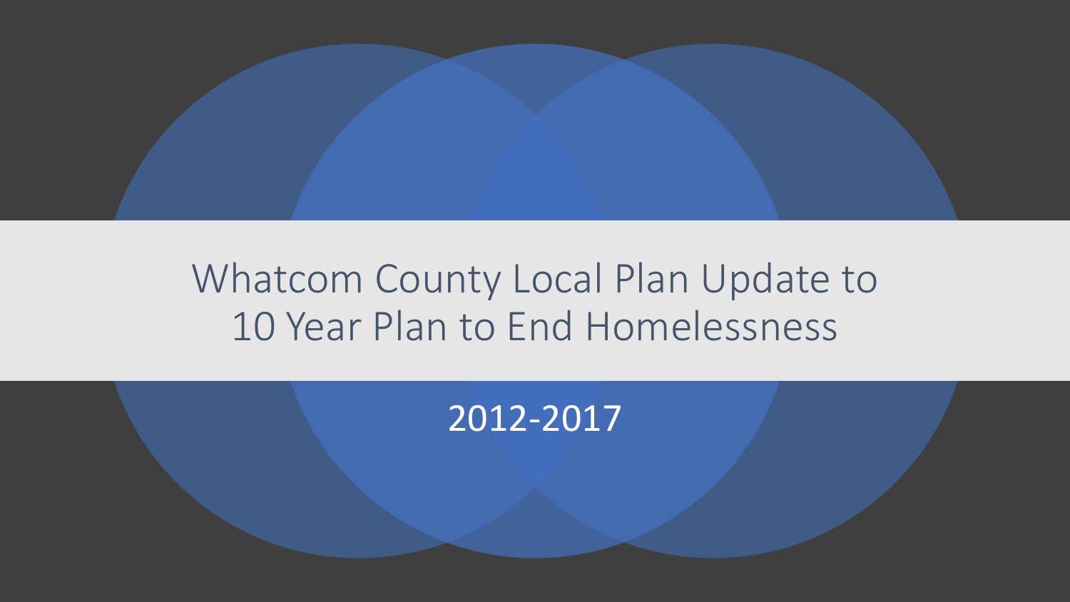# Whatcom County Local Plan Update to 10 Year Plan to End Homelessness

2012-2017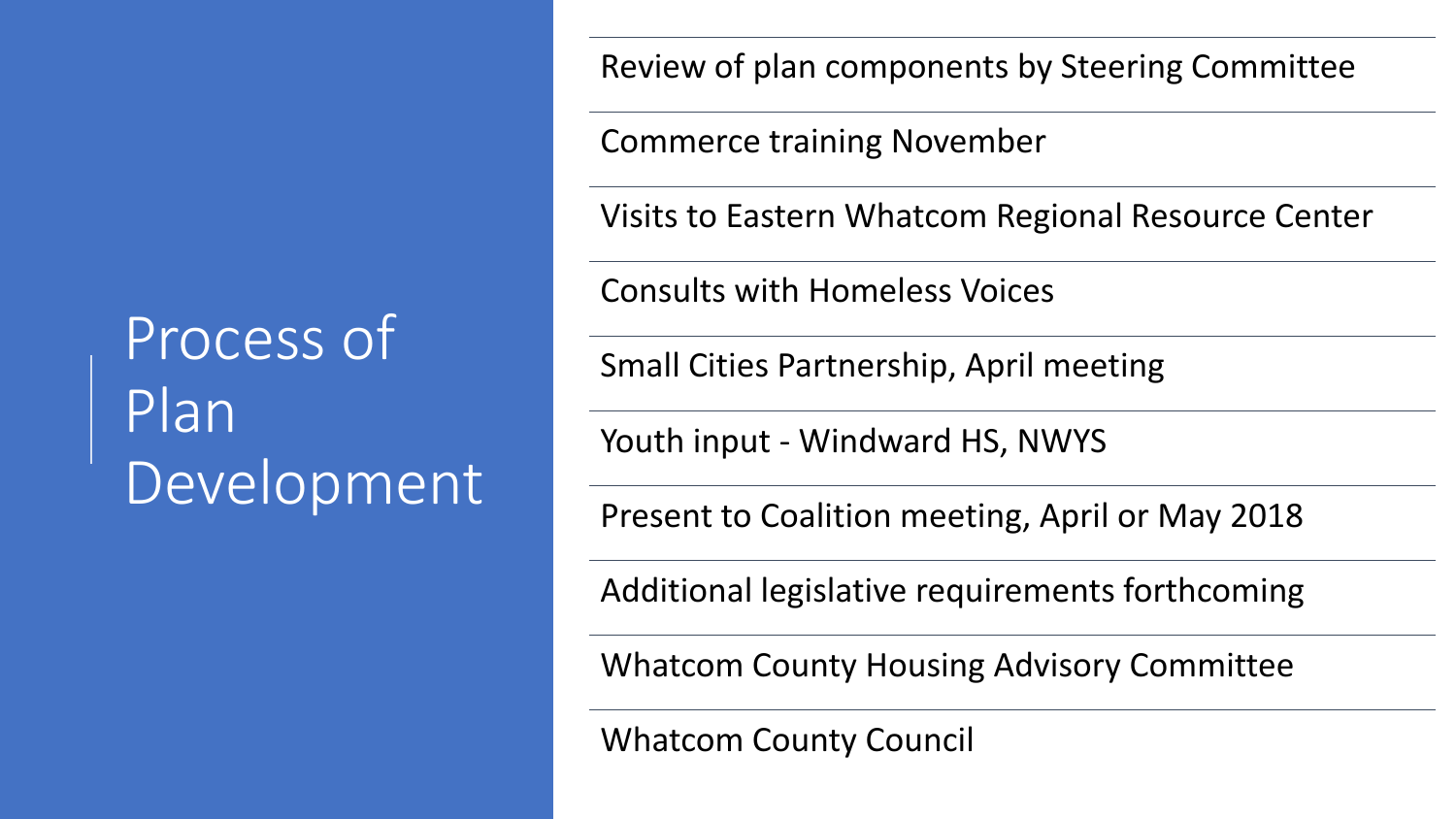# Process of Plan Development

- Review of plan components by Steering Committee
- Commerce training November
- Visits to Eastern Whatcom Regional Resource Center
- Consults with Homeless Voices
- Small Cities Partnership, April meeting
- Youth input - Windward HS, NWYS
- Present to Coalition meeting, April or May 2018
- Additional legislative requirements forthcoming
- Whatcom County Housing Advisory Committee
- Whatcom County Council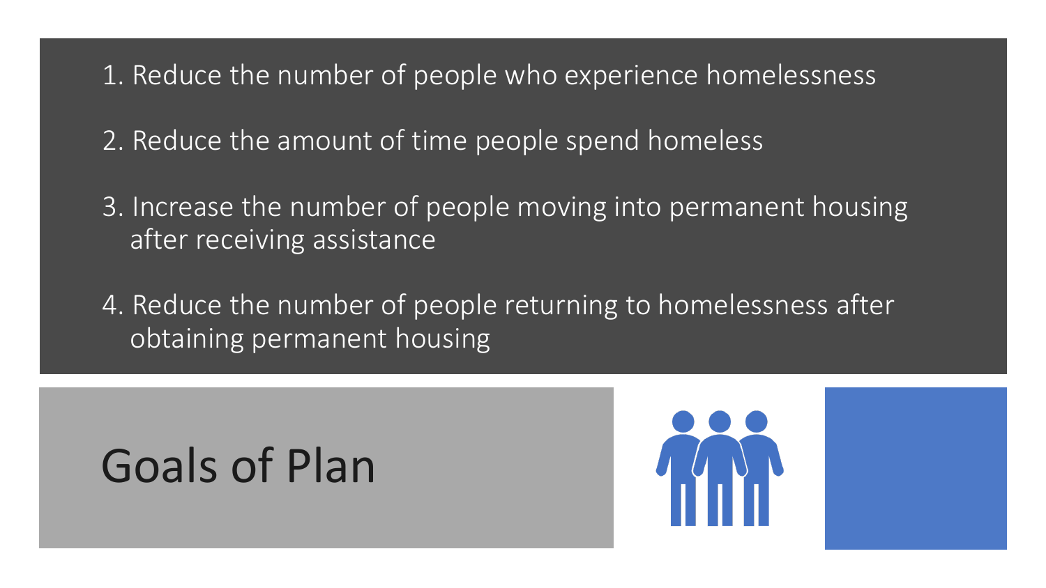# Goals of Plan

1. Reduce the number of people who experience homelessness
2. Reduce the amount of time people spend homeless
3. Increase the number of people moving into permanent housing after receiving assistance
4. Reduce the number of people returning to homelessness after obtaining permanent housing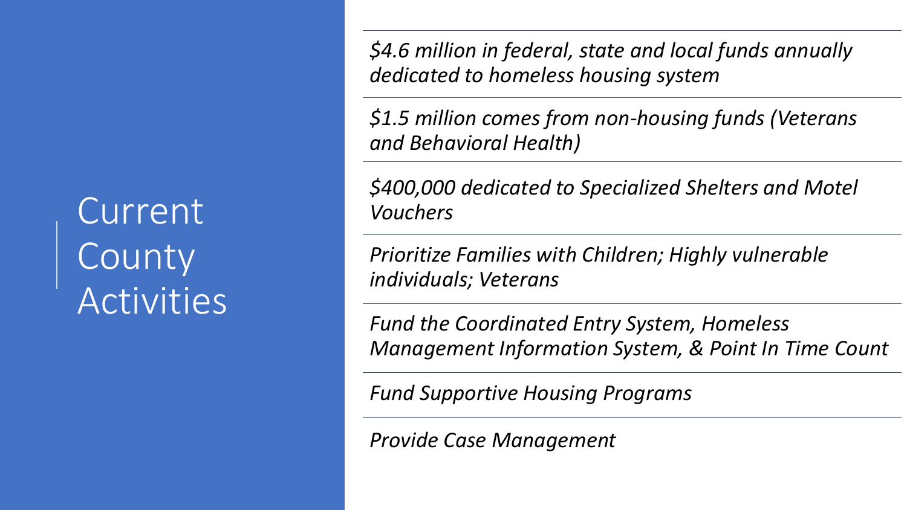# Current County Activities

*$4.6 million in federal, state and local funds annually dedicated to homeless housing system*

*$1.5 million comes from non-housing funds (Veterans and Behavioral Health)*

*$400,000 dedicated to Specialized Shelters and Motel Vouchers*

*Prioritize Families with Children; Highly vulnerable individuals; Veterans*

*Fund the Coordinated Entry System, Homeless Management Information System, & Point In Time Count*

*Fund Supportive Housing Programs*

*Provide Case Management*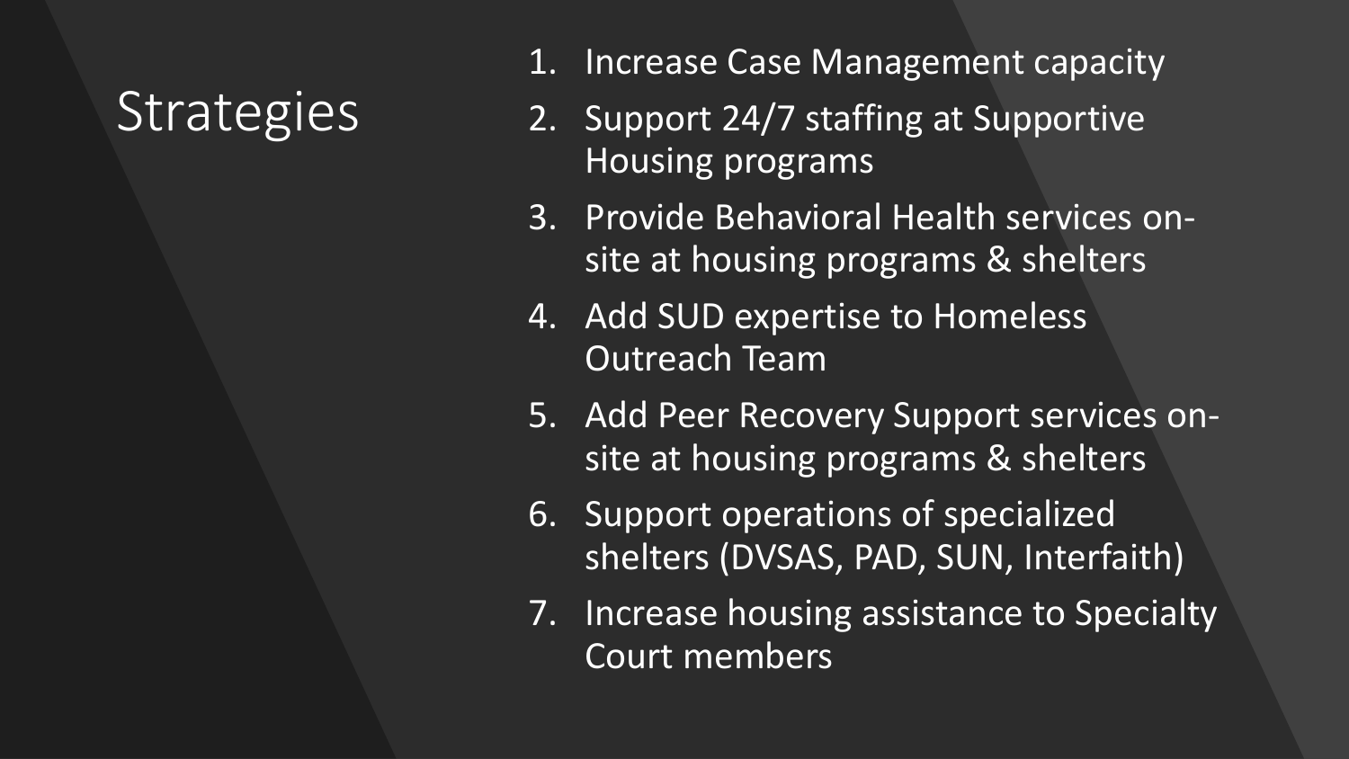# Strategies

1. Increase Case Management capacity
2. Support 24/7 staffing at Supportive Housing programs
3. Provide Behavioral Health services on-site at housing programs & shelters
4. Add SUD expertise to Homeless Outreach Team
5. Add Peer Recovery Support services on-site at housing programs & shelters
6. Support operations of specialized shelters (DVSAS, PAD, SUN, Interfaith)
7. Increase housing assistance to Specialty Court members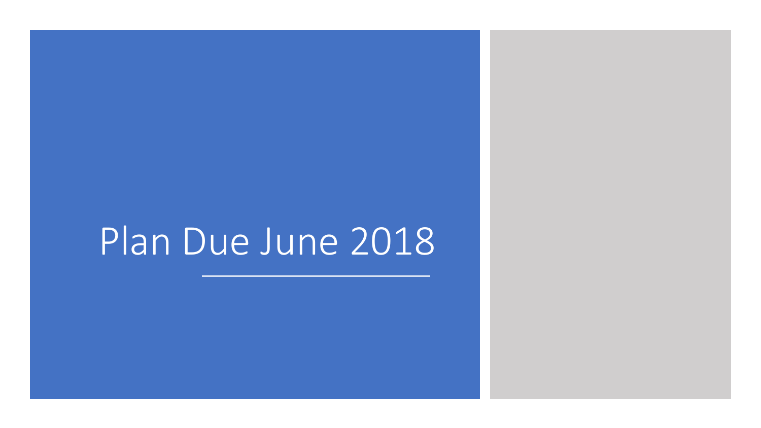# Plan Due June 2018